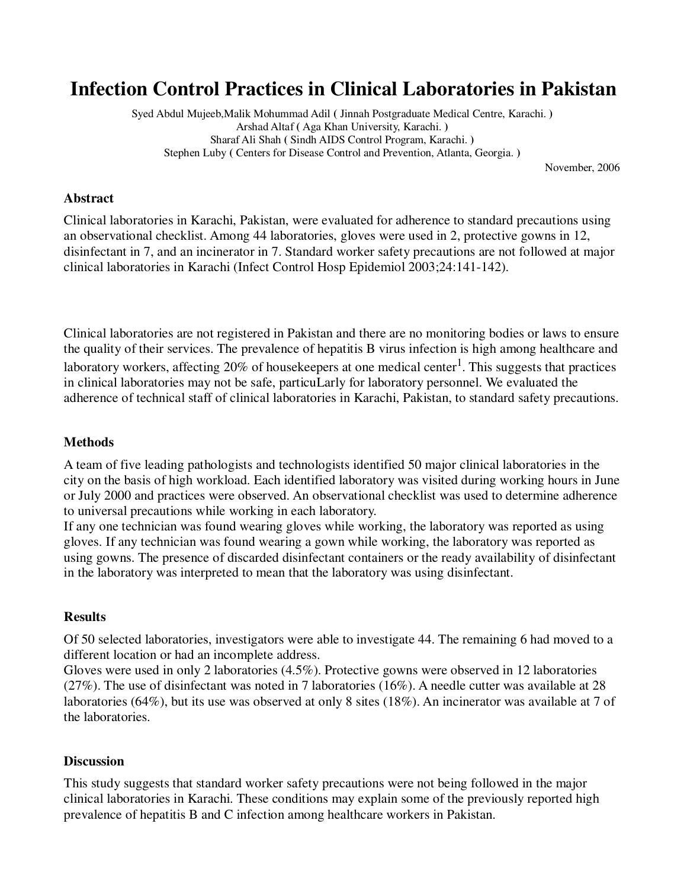# Infection Control Practices in Clinical Laboratories in Pakistan

Syed Abdul Mujeeb,Malik Mohummad Adil ( Jinnah Postgraduate Medical Centre, Karachi. )
Arshad Altaf ( Aga Khan University, Karachi. )
Sharaf Ali Shah ( Sindh AIDS Control Program, Karachi. )
Stephen Luby ( Centers for Disease Control and Prevention, Atlanta, Georgia. )

November, 2006

### Abstract

Clinical laboratories in Karachi, Pakistan, were evaluated for adherence to standard precautions using an observational checklist. Among 44 laboratories, gloves were used in 2, protective gowns in 12, disinfectant in 7, and an incinerator in 7. Standard worker safety precautions are not followed at major clinical laboratories in Karachi (Infect Control Hosp Epidemiol 2003;24:141-142).

Clinical laboratories are not registered in Pakistan and there are no monitoring bodies or laws to ensure the quality of their services. The prevalence of hepatitis B virus infection is high among healthcare and laboratory workers, affecting 20% of housekeepers at one medical center[1]. This suggests that practices in clinical laboratories may not be safe, particuLarly for laboratory personnel. We evaluated the adherence of technical staff of clinical laboratories in Karachi, Pakistan, to standard safety precautions.

### Methods

A team of five leading pathologists and technologists identified 50 major clinical laboratories in the city on the basis of high workload. Each identified laboratory was visited during working hours in June or July 2000 and practices were observed. An observational checklist was used to determine adherence to universal precautions while working in each laboratory.

If any one technician was found wearing gloves while working, the laboratory was reported as using gloves. If any technician was found wearing a gown while working, the laboratory was reported as using gowns. The presence of discarded disinfectant containers or the ready availability of disinfectant in the laboratory was interpreted to mean that the laboratory was using disinfectant.

### Results

Of 50 selected laboratories, investigators were able to investigate 44. The remaining 6 had moved to a different location or had an incomplete address.

Gloves were used in only 2 laboratories (4.5%). Protective gowns were observed in 12 laboratories (27%). The use of disinfectant was noted in 7 laboratories (16%). A needle cutter was available at 28 laboratories (64%), but its use was observed at only 8 sites (18%). An incinerator was available at 7 of the laboratories.

### Discussion

This study suggests that standard worker safety precautions were not being followed in the major clinical laboratories in Karachi. These conditions may explain some of the previously reported high prevalence of hepatitis B and C infection among healthcare workers in Pakistan.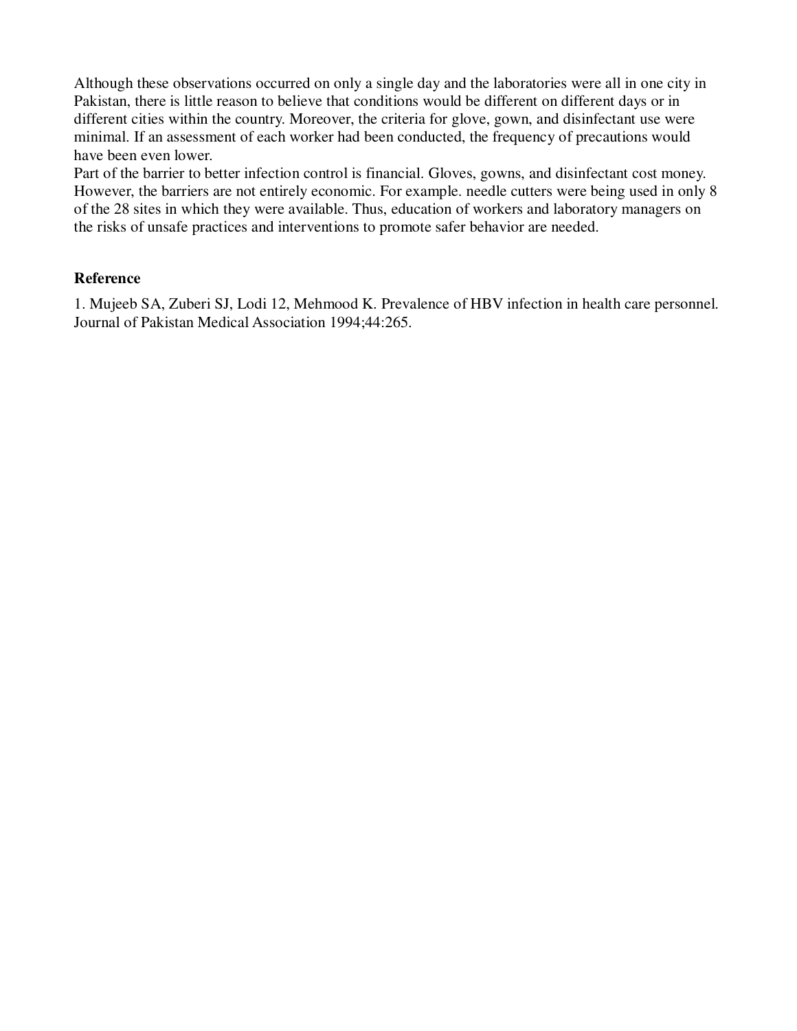Although these observations occurred on only a single day and the laboratories were all in one city in Pakistan, there is little reason to believe that conditions would be different on different days or in different cities within the country. Moreover, the criteria for glove, gown, and disinfectant use were minimal. If an assessment of each worker had been conducted, the frequency of precautions would have been even lower.

Part of the barrier to better infection control is financial. Gloves, gowns, and disinfectant cost money. However, the barriers are not entirely economic. For example. needle cutters were being used in only 8 of the 28 sites in which they were available. Thus, education of workers and laboratory managers on the risks of unsafe practices and interventions to promote safer behavior are needed.

**Reference**

1. Mujeeb SA, Zuberi SJ, Lodi 12, Mehmood K. Prevalence of HBV infection in health care personnel. Journal of Pakistan Medical Association 1994;44:265.